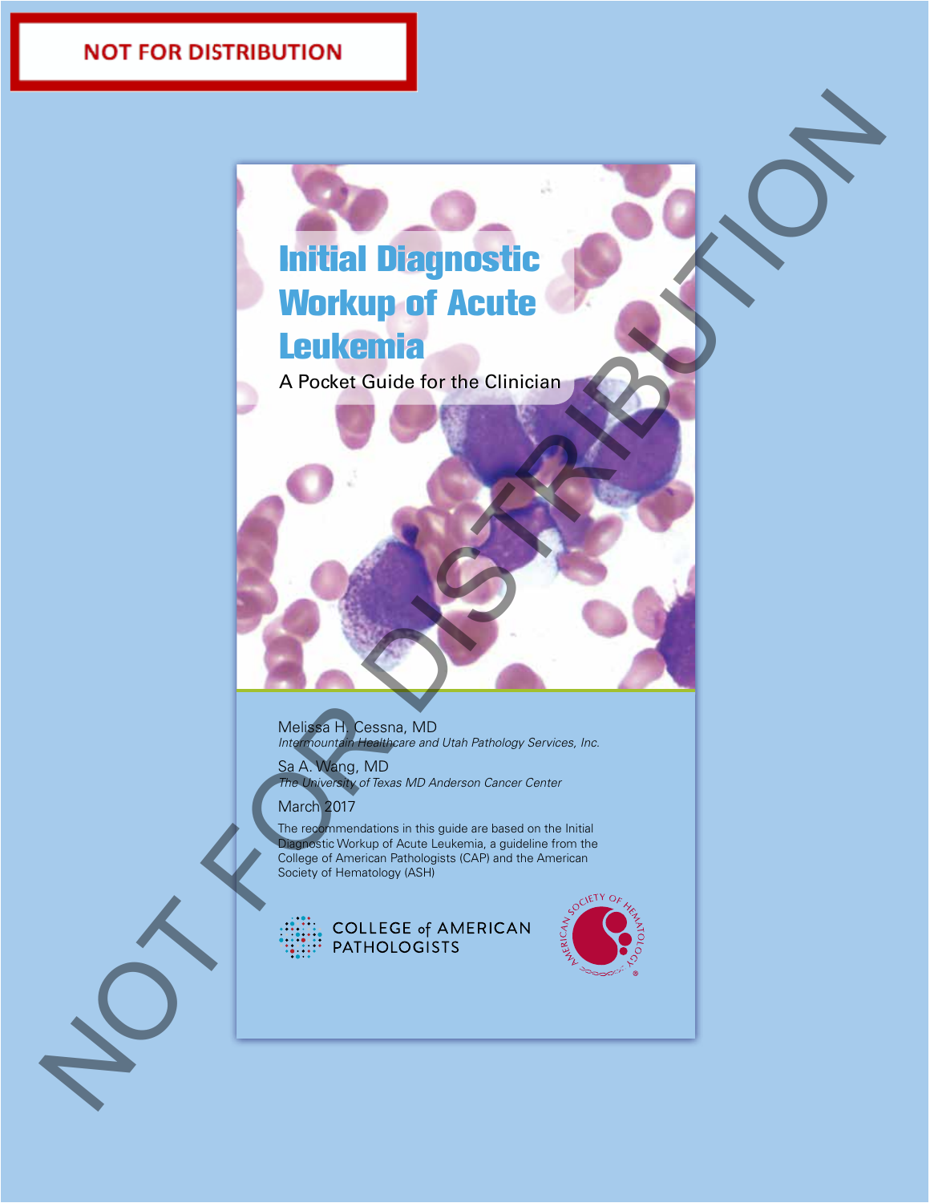NOT FOR DISTRIBUTION

# Initial Diagnostic Workup of Acute Leukemia

## A Pocket Guide for the Clinician

Melissa H. Cessna, MD
*Intermountain Healthcare and Utah Pathology Services, Inc.*

Sa A. Wang, MD
*The University of Texas MD Anderson Cancer Center*

March 2017

The recommendations in this guide are based on the Initial Diagnostic Workup of Acute Leukemia, a guideline from the College of American Pathologists (CAP) and the American Society of Hematology (ASH)

COLLEGE of AMERICAN PATHOLOGISTS

AMERICAN SOCIETY OF HEMATOLOGY

NOT FOR DISTRIBUTION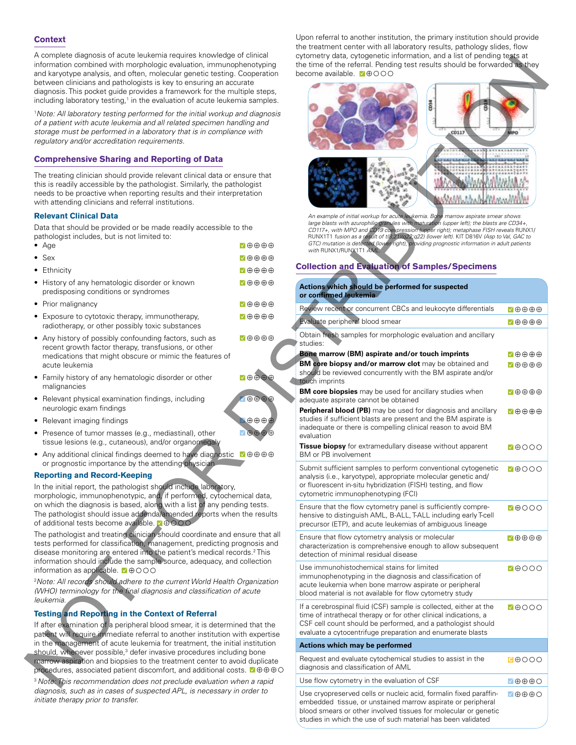## Context

A complete diagnosis of acute leukemia requires knowledge of clinical information combined with morphologic evaluation, immunophenotyping and karyotype analysis, and often, molecular genetic testing. Cooperation between clinicians and pathologists is key to ensuring an accurate diagnosis. This pocket guide provides a framework for the multiple steps, including laboratory testing,[1] in the evaluation of acute leukemia samples.

[1]*Note: All laboratory testing performed for the initial workup and diagnosis of a patient with acute leukemia and all related specimen handling and storage must be performed in a laboratory that is in compliance with regulatory and/or accreditation requirements.*

## Comprehensive Sharing and Reporting of Data

The treating clinician should provide relevant clinical data or ensure that this is readily accessible by the pathologist. Similarly, the pathologist needs to be proactive when reporting results and their interpretation with attending clinicians and referral institutions.

### Relevant Clinical Data

Data that should be provided or be made readily accessible to the pathologist includes, but is not limited to:

- Age ☑⊕⊕⊕⊕
- Sex ☑⊕⊕⊕⊕
- Ethnicity ☑⊕⊕⊕⊕
- History of any hematologic disorder or known predisposing conditions or syndromes ☑⊕⊕⊕⊕
- Prior malignancy ☑⊕⊕⊕⊕
- Exposure to cytotoxic therapy, immunotherapy, radiotherapy, or other possibly toxic substances ☑⊕⊕⊕⊕
- Any history of possibly confounding factors, such as recent growth factor therapy, transfusions, or other medications that might obscure or mimic the features of acute leukemia ☑⊕⊕⊕⊕
- Family history of any hematologic disorder or other malignancies ☑⊕⊕⊕⊕
- Relevant physical examination findings, including neurologic exam findings ☑⊕⊕⊕⊕
- Relevant imaging findings ☑⊕⊕⊕⊕
- Presence of tumor masses (e.g., mediastinal), other tissue lesions (e.g., cutaneous), and/or organomegaly ☑⊕⊕⊕⊕
- Any additional clinical findings deemed to have diagnostic or prognostic importance by the attending physician ☑⊕⊕⊕⊕

### Reporting and Record-Keeping

In the initial report, the pathologist should include laboratory, morphologic, immunophenotypic, and, if performed, cytochemical data, on which the diagnosis is based, along with a list of any pending tests. The pathologist should issue addenda/amended reports when the results of additional tests become available. ☑⊕○○○

The pathologist and treating clinician should coordinate and ensure that all tests performed for classification, management, predicting prognosis and disease monitoring are entered into the patient's medical records.[2] This information should include the sample source, adequacy, and collection information as applicable. ☑⊕○○○

[2]*Note: All records should adhere to the current World Health Organization (WHO) terminology for the final diagnosis and classification of acute leukemia.*

### Testing and Reporting in the Context of Referral

If after examination of a peripheral blood smear, it is determined that the patient will require immediate referral to another institution with expertise in the management of acute leukemia for treatment, the initial institution should, whenever possible,[3] defer invasive procedures including bone marrow aspiration and biopsies to the treatment center to avoid duplicate procedures, associated patient discomfort, and additional costs. ☑⊕⊕⊕○

[3] *Note: This recommendation does not preclude evaluation when a rapid diagnosis, such as in cases of suspected APL, is necessary in order to initiate therapy prior to transfer.*

Upon referral to another institution, the primary institution should provide the treatment center with all laboratory results, pathology slides, flow cytometry data, cytogenetic information, and a list of pending tests at the time of the referral. Pending test results should be forwarded as they become available. ☑⊕○○○

*An example of initial workup for acute leukemia. Bone marrow aspirate smear shows large blasts with azurophilic granules with maturation (upper left); the blasts are CD34+, CD117+, with MPO and CD19 coexpression (upper right); metaphase FISH reveals RUNX1/RUNX1T1 fusion as a result of t(8;21)(q22;q22) (lower left). KIT D816V (Asp to Val, GAC to GTC) mutation is detected (lower right), providing prognostic information in adult patients with RUNX1/RUNX1T1 AML.*

## Collection and Evaluation of Samples/Specimens

| **Actions which should be performed for suspected or confirmed leukemia** | |
|---|---|
| Review recent or concurrent CBCs and leukocyte differentials | ☑⊕⊕⊕⊕ |
| Evaluate peripheral blood smear | ☑⊕⊕⊕⊕ |
| Obtain fresh samples for morphologic evaluation and ancillary studies: | |
| **Bone marrow (BM) aspirate and/or touch imprints** | ☑⊕⊕⊕⊕ |
| **BM core biopsy and/or marrow clot** may be obtained and should be reviewed concurrently with the BM aspirate and/or touch imprints | ☑⊕⊕⊕⊕ |
| **BM core biopsies** may be used for ancillary studies when adequate aspirate cannot be obtained | ☑⊕⊕⊕⊕ |
| **Peripheral blood (PB)** may be used for diagnosis and ancillary studies if sufficient blasts are present and the BM aspirate is inadequate or there is compelling clinical reason to avoid BM evaluation | ☑⊕⊕⊕⊕ |
| **Tissue biopsy** for extramedullary disease without apparent BM or PB involvement | ☑⊕○○○ |
| Submit sufficient samples to perform conventional cytogenetic analysis (i.e., karyotype), appropriate molecular genetic and/or fluorescent in-situ hybridization (FISH) testing, and flow cytometric immunophenotyping (FCI) | ☑⊕○○○ |
| Ensure that the flow cytometry panel is sufficiently comprehensive to distinguish AML, B-ALL, T-ALL including early T-cell precursor (ETP), and acute leukemias of ambiguous lineage | ☑⊕○○○ |
| Ensure that flow cytometry analysis or molecular characterization is comprehensive enough to allow subsequent detection of minimal residual disease | ☑⊕⊕⊕⊕ |
| Use immunohistochemical stains for limited immunophenotyping in the diagnosis and classification of acute leukemia when bone marrow aspirate or peripheral blood material is not available for flow cytometry study | ☑⊕○○○ |
| If a cerebrospinal fluid (CSF) sample is collected, either at the time of intrathecal therapy or for other clinical indications, a CSF cell count should be performed, and a pathologist should evaluate a cytocentrifuge preparation and enumerate blasts | ☑⊕○○○ |
| **Actions which may be performed** | |
| Request and evaluate cytochemical studies to assist in the diagnosis and classification of AML | C⊕○○○ |
| Use flow cytometry in the evaluation of CSF | ☑⊕⊕⊕○ |
| Use cryopreserved cells or nucleic acid, formalin fixed paraffin-embedded tissue, or unstained marrow aspirate or peripheral blood smears or other involved tissues for molecular or genetic studies in which the use of such material has been validated | ☑⊕⊕⊕○ |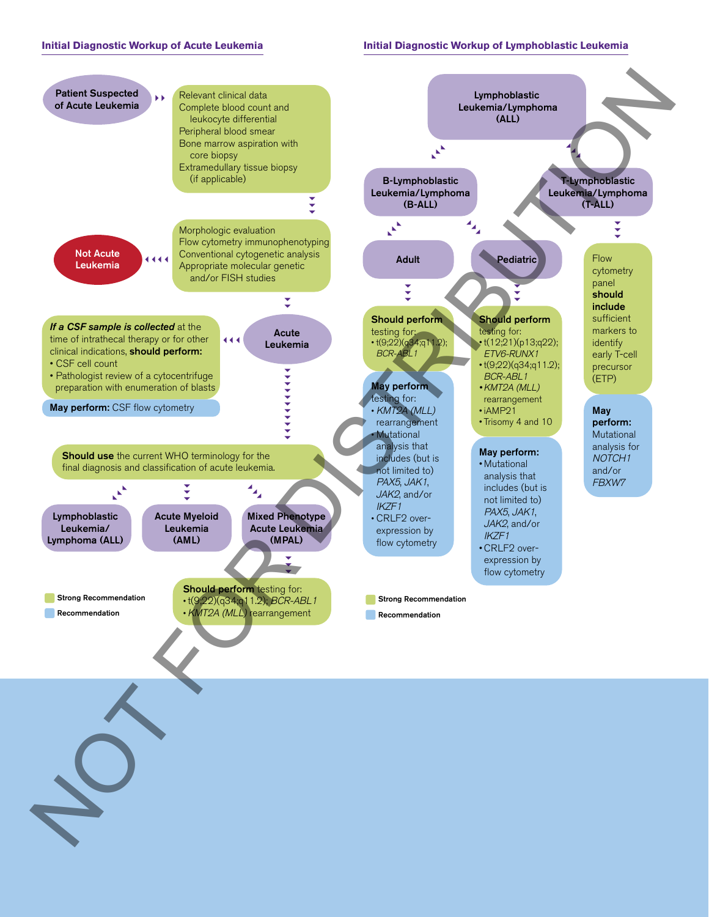## Initial Diagnostic Workup of Acute Leukemia

**Patient Suspected of Acute Leukemia**

Relevant clinical data
Complete blood count and leukocyte differential
Peripheral blood smear
Bone marrow aspiration with core biopsy
Extramedullary tissue biopsy (if applicable)

Morphologic evaluation
Flow cytometry immunophenotyping
Conventional cytogenetic analysis
Appropriate molecular genetic and/or FISH studies

**Not Acute Leukemia**

**Acute Leukemia**

***If a CSF sample is collected*** at the time of intrathecal therapy or for other clinical indications, **should perform:**

- CSF cell count
- Pathologist review of a cytocentrifuge preparation with enumeration of blasts

**May perform:** CSF flow cytometry

**Should use** the current WHO terminology for the final diagnosis and classification of acute leukemia.

**Lymphoblastic Leukemia/ Lymphoma (ALL)**

**Acute Myeloid Leukemia (AML)**

**Mixed Phenotype Acute Leukemia (MPAL)**

**Should perform** testing for:

- t(9;22)(q34;q11.2); *BCR-ABL1*
- *KMT2A (MLL)* rearrangement

Strong Recommendation

Recommendation

## Initial Diagnostic Workup of Lymphoblastic Leukemia

**Lymphoblastic Leukemia/Lymphoma (ALL)**

**B-Lymphoblastic Leukemia/Lymphoma (B-ALL)**

**Adult**

**Should perform** testing for:

- t(9;22)(q34;q11.2); *BCR-ABL1*

**May perform** testing for:

- *KMT2A (MLL)* rearrangement
- Mutational analysis that includes (but is not limited to) *PAX5*, *JAK1*, *JAK2*, and/or *IKZF1*
- CRLF2 over-expression by flow cytometry

**Pediatric**

**Should perform** testing for:

- t(12;21)(p13;q22); *ETV6-RUNX1*
- t(9;22)(q34;q11.2); *BCR-ABL1*
- *KMT2A (MLL)* rearrangement
- iAMP21
- Trisomy 4 and 10

**May perform:**

- Mutational analysis that includes (but is not limited to) *PAX5*, *JAK1*, *JAK2*, and/or *IKZF1*
- CRLF2 over-expression by flow cytometry

**T-Lymphoblastic Leukemia/Lymphoma (T-ALL)**

Flow cytometry panel **should include** sufficient markers to identify early T-cell precursor (ETP)

**May perform:** Mutational analysis for *NOTCH1* and/or *FBXW7*

Strong Recommendation

Recommendation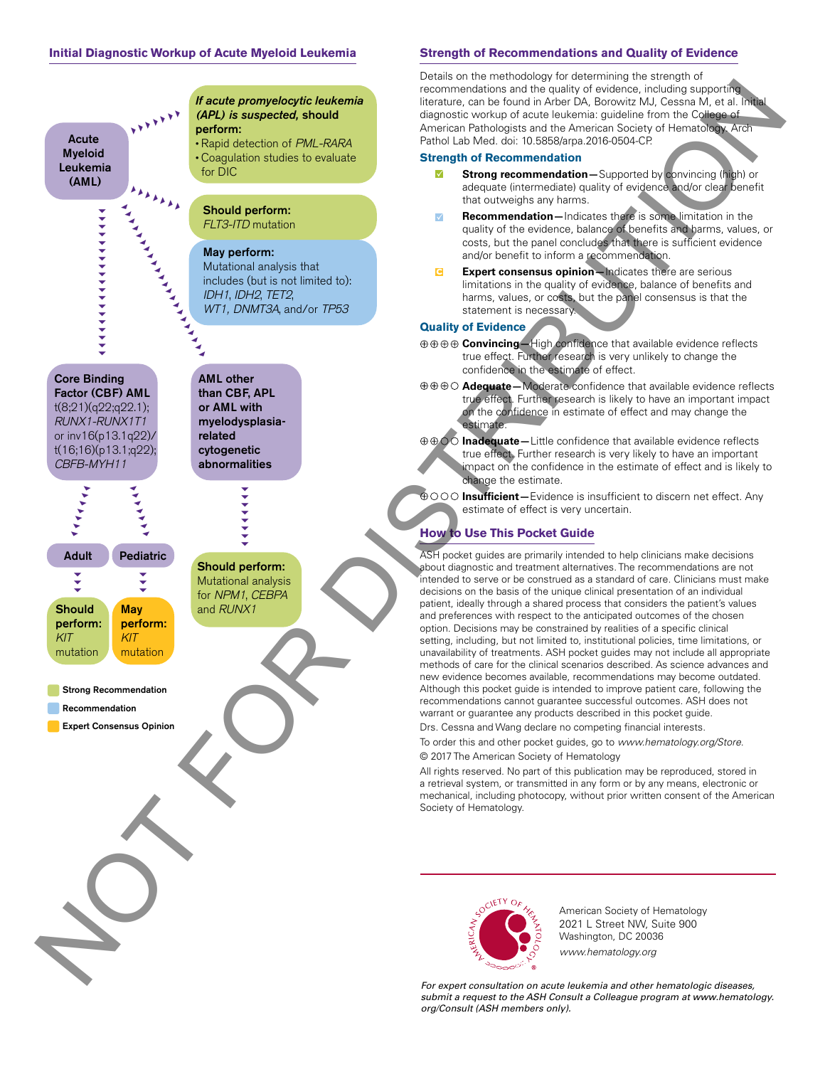## Initial Diagnostic Workup of Acute Myeloid Leukemia

**Acute Myeloid Leukemia (AML)**

***If acute promyelocytic leukemia (APL) is suspected,*** **should perform:**
- Rapid detection of *PML-RARA*
- Coagulation studies to evaluate for DIC

**Should perform:**
*FLT3-ITD* mutation

**May perform:**
Mutational analysis that includes (but is not limited to): *IDH1*, *IDH2*, *TET2*, *WT1*, *DNMT3A*, and/or *TP53*

**Core Binding Factor (CBF) AML**
t(8;21)(q22;q22.1); *RUNX1-RUNX1T1* or inv16(p13.1q22)/ t(16;16)(p13.1;q22); *CBFB-MYH11*

- **Adult** → **Should perform:** *KIT* mutation
- **Pediatric** → **May perform:** *KIT* mutation

**AML other than CBF, APL or AML with myelodysplasia-related cytogenetic abnormalities**

**Should perform:**
Mutational analysis for *NPM1*, *CEBPA* and *RUNX1*

Strong Recommendation

Recommendation

Expert Consensus Opinion

## Strength of Recommendations and Quality of Evidence

Details on the methodology for determining the strength of recommendations and the quality of evidence, including supporting literature, can be found in Arber DA, Borowitz MJ, Cessna M, et al. Initial diagnostic workup of acute leukemia: guideline from the College of American Pathologists and the American Society of Hematology. Arch Pathol Lab Med. doi: 10.5858/arpa.2016-0504-CP.

### Strength of Recommendation

- **Strong recommendation**—Supported by convincing (high) or adequate (intermediate) quality of evidence and/or clear benefit that outweighs any harms.
- **Recommendation**—Indicates there is some limitation in the quality of the evidence, balance of benefits and harms, values, or costs, but the panel concludes that there is sufficient evidence and/or benefit to inform a recommendation.
- **Expert consensus opinion**—Indicates there are serious limitations in the quality of the evidence, balance of benefits and harms, values, or costs, but the panel consensus is that the statement is necessary.

### Quality of Evidence

⊕⊕⊕⊕ **Convincing**—High confidence that available evidence reflects true effect. Further research is very unlikely to change the confidence in the estimate of effect.

⊕⊕⊕○ **Adequate**—Moderate confidence that available evidence reflects true effect. Further research is likely to have an important impact on the confidence in estimate of effect and may change the estimate.

⊕⊕○○ **Inadequate**—Little confidence that available evidence reflects true effect. Further research is very likely to have an important impact on the confidence in the estimate of effect and is likely to change the estimate.

⊕○○○ **Insufficient**—Evidence is insufficient to discern net effect. Any estimate of effect is very uncertain.

## How to Use This Pocket Guide

ASH pocket guides are primarily intended to help clinicians make decisions about diagnostic and treatment alternatives. The recommendations are not intended to serve or be construed as a standard of care. Clinicians must make decisions on the basis of the unique clinical presentation of an individual patient, ideally through a shared process that considers the patient's values and preferences with respect to the anticipated outcomes of the chosen option. Decisions may be constrained by realities of a specific clinical setting, including, but not limited to, institutional policies, time limitations, or unavailability of treatments. ASH pocket guides may not include all appropriate methods of care for the clinical scenarios described. As science advances and new evidence becomes available, recommendations may become outdated. Although this pocket guide is intended to improve patient care, following the recommendations cannot guarantee successful outcomes. ASH does not warrant or guarantee any products described in this pocket guide.

Drs. Cessna and Wang declare no competing financial interests.

To order this and other pocket guides, go to *www.hematology.org/Store.*

© 2017 The American Society of Hematology

All rights reserved. No part of this publication may be reproduced, stored in a retrieval system, or transmitted in any form or by any means, electronic or mechanical, including photocopy, without prior written consent of the American Society of Hematology.

American Society of Hematology
2021 L Street NW, Suite 900
Washington, DC 20036
*www.hematology.org*

*For expert consultation on acute leukemia and other hematologic diseases, submit a request to the ASH Consult a Colleague program at www.hematology.org/Consult (ASH members only).*

NOT FOR DISTRIBUTION